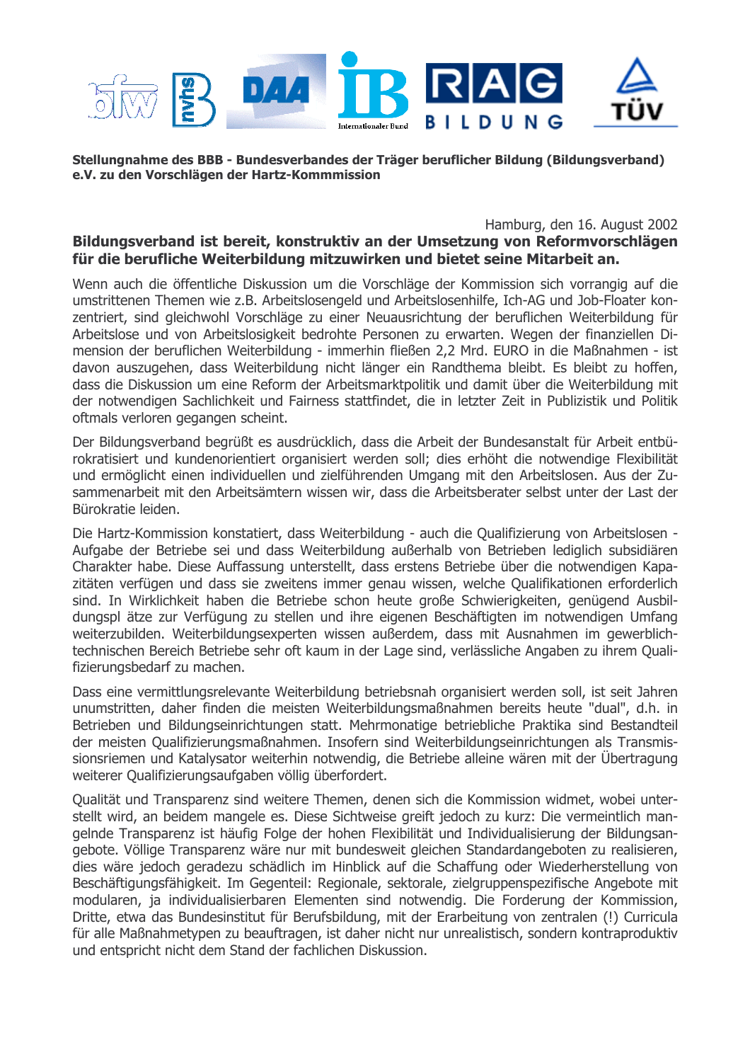**Stellungnahme des BBB - Bundesverbandes der Träger beruflicher Bildung (Bildungsverband) e.V. zu den Vorschlägen der Hartz-Kommmission**

Hamburg, den 16. August 2002

**Bildungsverband ist bereit, konstruktiv an der Umsetzung von Reformvorschlägen für die berufliche Weiterbildung mitzuwirken und bietet seine Mitarbeit an.**

Wenn auch die öffentliche Diskussion um die Vorschläge der Kommission sich vorrangig auf die umstrittenen Themen wie z.B. Arbeitslosengeld und Arbeitslosenhilfe, Ich-AG und Job-Floater konzentriert, sind gleichwohl Vorschläge zu einer Neuausrichtung der beruflichen Weiterbildung für Arbeitslose und von Arbeitslosigkeit bedrohte Personen zu erwarten. Wegen der finanziellen Dimension der beruflichen Weiterbildung - immerhin fließen 2,2 Mrd. EURO in die Maßnahmen - ist davon auszugehen, dass Weiterbildung nicht länger ein Randthema bleibt. Es bleibt zu hoffen, dass die Diskussion um eine Reform der Arbeitsmarktpolitik und damit über die Weiterbildung mit der notwendigen Sachlichkeit und Fairness stattfindet, die in letzter Zeit in Publizistik und Politik oftmals verloren gegangen scheint.

Der Bildungsverband begrüßt es ausdrücklich, dass die Arbeit der Bundesanstalt für Arbeit entbürokratisiert und kundenorientiert organisiert werden soll; dies erhöht die notwendige Flexibilität und ermöglicht einen individuellen und zielführenden Umgang mit den Arbeitslosen. Aus der Zusammenarbeit mit den Arbeitsämtern wissen wir, dass die Arbeitsberater selbst unter der Last der Bürokratie leiden.

Die Hartz-Kommission konstatiert, dass Weiterbildung - auch die Qualifizierung von Arbeitslosen - Aufgabe der Betriebe sei und dass Weiterbildung außerhalb von Betrieben lediglich subsidiären Charakter habe. Diese Auffassung unterstellt, dass erstens Betriebe über die notwendigen Kapazitäten verfügen und dass sie zweitens immer genau wissen, welche Qualifikationen erforderlich sind. In Wirklichkeit haben die Betriebe schon heute große Schwierigkeiten, genügend Ausbildungspl ätze zur Verfügung zu stellen und ihre eigenen Beschäftigten im notwendigen Umfang weiterzubilden. Weiterbildungsexperten wissen außerdem, dass mit Ausnahmen im gewerblich-technischen Bereich Betriebe sehr oft kaum in der Lage sind, verlässliche Angaben zu ihrem Qualifizierungsbedarf zu machen.

Dass eine vermittlungsrelevante Weiterbildung betriebsnah organisiert werden soll, ist seit Jahren unumstritten, daher finden die meisten Weiterbildungsmaßnahmen bereits heute "dual", d.h. in Betrieben und Bildungseinrichtungen statt. Mehrmonatige betriebliche Praktika sind Bestandteil der meisten Qualifizierungsmaßnahmen. Insofern sind Weiterbildungseinrichtungen als Transmissionsriemen und Katalysator weiterhin notwendig, die Betriebe alleine wären mit der Übertragung weiterer Qualifizierungsaufgaben völlig überfordert.

Qualität und Transparenz sind weitere Themen, denen sich die Kommission widmet, wobei unterstellt wird, an beidem mangele es. Diese Sichtweise greift jedoch zu kurz: Die vermeintlich mangelnde Transparenz ist häufig Folge der hohen Flexibilität und Individualisierung der Bildungsangebote. Völlige Transparenz wäre nur mit bundesweit gleichen Standardangeboten zu realisieren, dies wäre jedoch geradezu schädlich im Hinblick auf die Schaffung oder Wiederherstellung von Beschäftigungsfähigkeit. Im Gegenteil: Regionale, sektorale, zielgruppenspezifische Angebote mit modularen, ja individualisierbaren Elementen sind notwendig. Die Forderung der Kommission, Dritte, etwa das Bundesinstitut für Berufsbildung, mit der Erarbeitung von zentralen (!) Curricula für alle Maßnahmetypen zu beauftragen, ist daher nicht nur unrealistisch, sondern kontraproduktiv und entspricht nicht dem Stand der fachlichen Diskussion.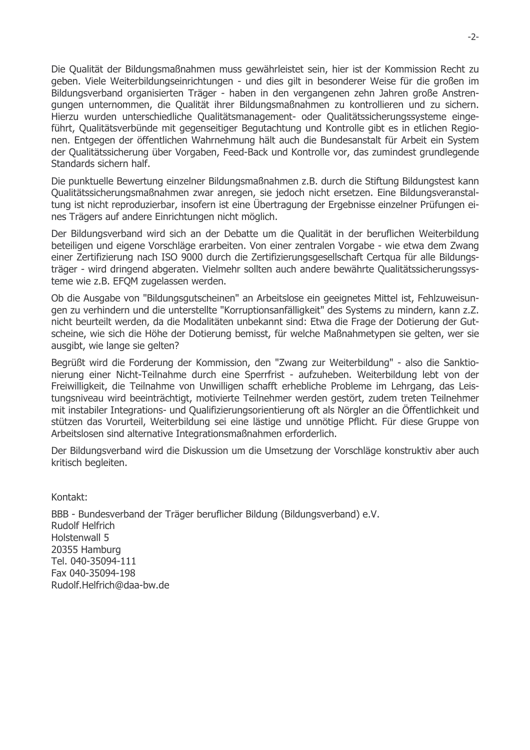Die Qualität der Bildungsmaßnahmen muss gewährleistet sein, hier ist der Kommission Recht zu geben. Viele Weiterbildungseinrichtungen - und dies gilt in besonderer Weise für die großen im Bildungsverband organisierten Träger - haben in den vergangenen zehn Jahren große Anstrengungen unternommen, die Qualität ihrer Bildungsmaßnahmen zu kontrollieren und zu sichern. Hierzu wurden unterschiedliche Qualitätsmanagement- oder Qualitätssicherungssysteme eingeführt, Qualitätsverbünde mit gegenseitiger Begutachtung und Kontrolle gibt es in etlichen Regionen. Entgegen der öffentlichen Wahrnehmung hält auch die Bundesanstalt für Arbeit ein System der Qualitätssicherung über Vorgaben, Feed-Back und Kontrolle vor, das zumindest grundlegende Standards sichern half.

Die punktuelle Bewertung einzelner Bildungsmaßnahmen z.B. durch die Stiftung Bildungstest kann Qualitätssicherungsmaßnahmen zwar anregen, sie jedoch nicht ersetzen. Eine Bildungsveranstaltung ist nicht reproduzierbar, insofern ist eine Übertragung der Ergebnisse einzelner Prüfungen eines Trägers auf andere Einrichtungen nicht möglich.

Der Bildungsverband wird sich an der Debatte um die Qualität in der beruflichen Weiterbildung beteiligen und eigene Vorschläge erarbeiten. Von einer zentralen Vorgabe - wie etwa dem Zwang einer Zertifizierung nach ISO 9000 durch die Zertifizierungsgesellschaft Certqua für alle Bildungsträger - wird dringend abgeraten. Vielmehr sollten auch andere bewährte Qualitätssicherungssysteme wie z.B. EFQM zugelassen werden.

Ob die Ausgabe von "Bildungsgutscheinen" an Arbeitslose ein geeignetes Mittel ist, Fehlzuweisungen zu verhindern und die unterstellte "Korruptionsanfälligkeit" des Systems zu mindern, kann z.Z. nicht beurteilt werden, da die Modalitäten unbekannt sind: Etwa die Frage der Dotierung der Gutscheine, wie sich die Höhe der Dotierung bemisst, für welche Maßnahmetypen sie gelten, wer sie ausgibt, wie lange sie gelten?

Begrüßt wird die Forderung der Kommission, den "Zwang zur Weiterbildung" - also die Sanktionierung einer Nicht-Teilnahme durch eine Sperrfrist - aufzuheben. Weiterbildung lebt von der Freiwilligkeit, die Teilnahme von Unwilligen schafft erhebliche Probleme im Lehrgang, das Leistungsniveau wird beeinträchtigt, motivierte Teilnehmer werden gestört, zudem treten Teilnehmer mit instabiler Integrations- und Qualifizierungsorientierung oft als Nörgler an die Öffentlichkeit und stützen das Vorurteil, Weiterbildung sei eine lästige und unnötige Pflicht. Für diese Gruppe von Arbeitslosen sind alternative Integrationsmaßnahmen erforderlich.

Der Bildungsverband wird die Diskussion um die Umsetzung der Vorschläge konstruktiv aber auch kritisch begleiten.

Kontakt:

BBB - Bundesverband der Träger beruflicher Bildung (Bildungsverband) e.V.
Rudolf Helfrich
Holstenwall 5
20355 Hamburg
Tel. 040-35094-111
Fax 040-35094-198
Rudolf.Helfrich@daa-bw.de